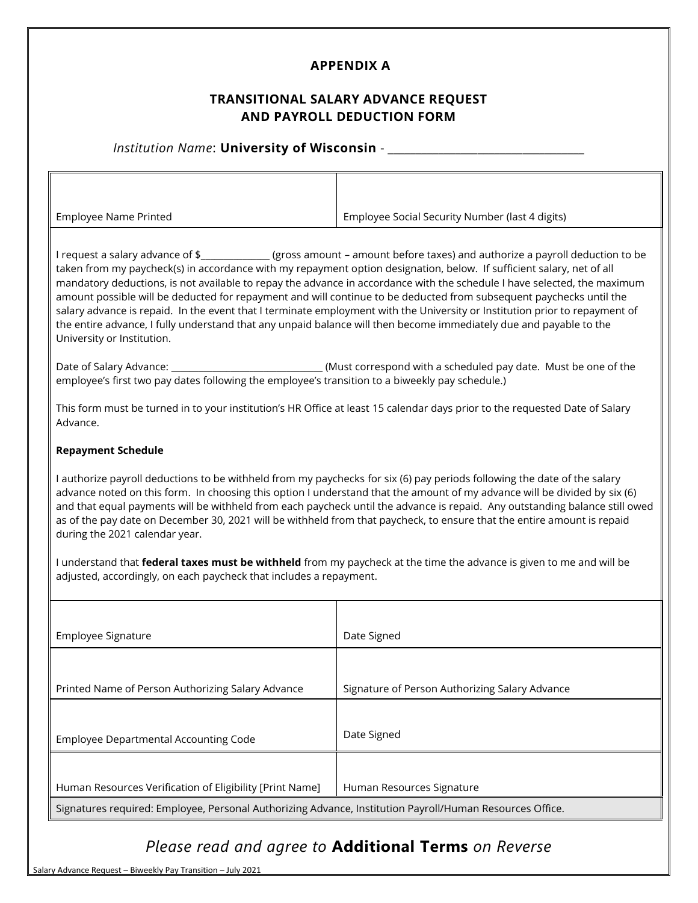# APPENDIX A

## TRANSITIONAL SALARY ADVANCE REQUEST AND PAYROLL DEDUCTION FORM

*Institution Name*: **University of Wisconsin** - ___________________________________

| | |
|---|---|
| Employee Name Printed | Employee Social Security Number (last 4 digits) |

I request a salary advance of $______________ (gross amount – amount before taxes) and authorize a payroll deduction to be taken from my paycheck(s) in accordance with my repayment option designation, below. If sufficient salary, net of all mandatory deductions, is not available to repay the advance in accordance with the schedule I have selected, the maximum amount possible will be deducted for repayment and will continue to be deducted from subsequent paychecks until the salary advance is repaid. In the event that I terminate employment with the University or Institution prior to repayment of the entire advance, I fully understand that any unpaid balance will then become immediately due and payable to the University or Institution.

Date of Salary Advance: _______________________________ (Must correspond with a scheduled pay date. Must be one of the employee's first two pay dates following the employee's transition to a biweekly pay schedule.)

This form must be turned in to your institution's HR Office at least 15 calendar days prior to the requested Date of Salary Advance.

**Repayment Schedule**

I authorize payroll deductions to be withheld from my paychecks for six (6) pay periods following the date of the salary advance noted on this form. In choosing this option I understand that the amount of my advance will be divided by six (6) and that equal payments will be withheld from each paycheck until the advance is repaid. Any outstanding balance still owed as of the pay date on December 30, 2021 will be withheld from that paycheck, to ensure that the entire amount is repaid during the 2021 calendar year.

I understand that **federal taxes must be withheld** from my paycheck at the time the advance is given to me and will be adjusted, accordingly, on each paycheck that includes a repayment.

| | |
|---|---|
| Employee Signature | Date Signed |
| Printed Name of Person Authorizing Salary Advance | Signature of Person Authorizing Salary Advance |
| Employee Departmental Accounting Code | Date Signed |
| Human Resources Verification of Eligibility [Print Name] | Human Resources Signature |

Signatures required: Employee, Personal Authorizing Advance, Institution Payroll/Human Resources Office.

*Please read and agree to* **Additional Terms** *on Reverse*

Salary Advance Request – Biweekly Pay Transition – July 2021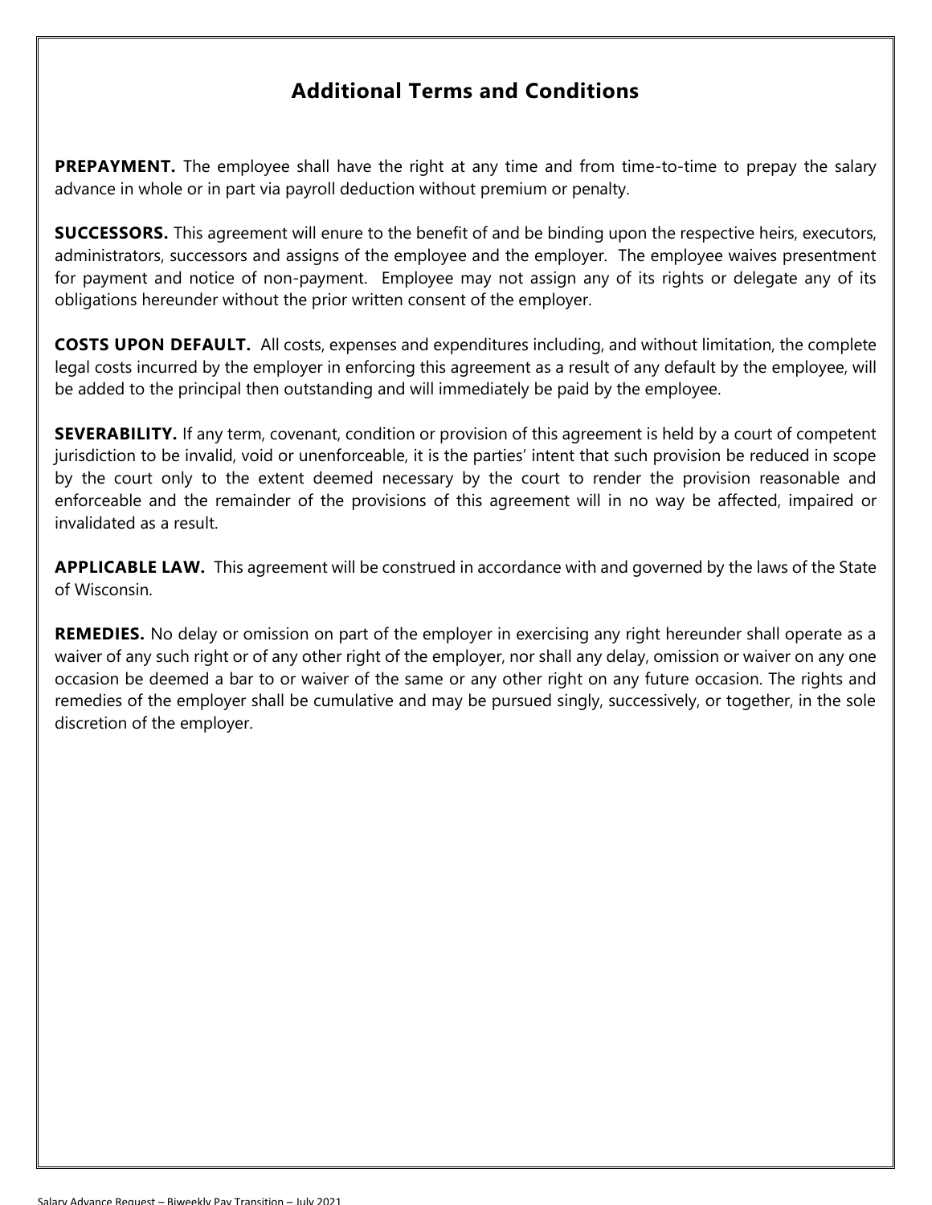# Additional Terms and Conditions

**PREPAYMENT.** The employee shall have the right at any time and from time-to-time to prepay the salary advance in whole or in part via payroll deduction without premium or penalty.

**SUCCESSORS.** This agreement will enure to the benefit of and be binding upon the respective heirs, executors, administrators, successors and assigns of the employee and the employer. The employee waives presentment for payment and notice of non-payment. Employee may not assign any of its rights or delegate any of its obligations hereunder without the prior written consent of the employer.

**COSTS UPON DEFAULT.** All costs, expenses and expenditures including, and without limitation, the complete legal costs incurred by the employer in enforcing this agreement as a result of any default by the employee, will be added to the principal then outstanding and will immediately be paid by the employee.

**SEVERABILITY.** If any term, covenant, condition or provision of this agreement is held by a court of competent jurisdiction to be invalid, void or unenforceable, it is the parties' intent that such provision be reduced in scope by the court only to the extent deemed necessary by the court to render the provision reasonable and enforceable and the remainder of the provisions of this agreement will in no way be affected, impaired or invalidated as a result.

**APPLICABLE LAW.** This agreement will be construed in accordance with and governed by the laws of the State of Wisconsin.

**REMEDIES.** No delay or omission on part of the employer in exercising any right hereunder shall operate as a waiver of any such right or of any other right of the employer, nor shall any delay, omission or waiver on any one occasion be deemed a bar to or waiver of the same or any other right on any future occasion. The rights and remedies of the employer shall be cumulative and may be pursued singly, successively, or together, in the sole discretion of the employer.